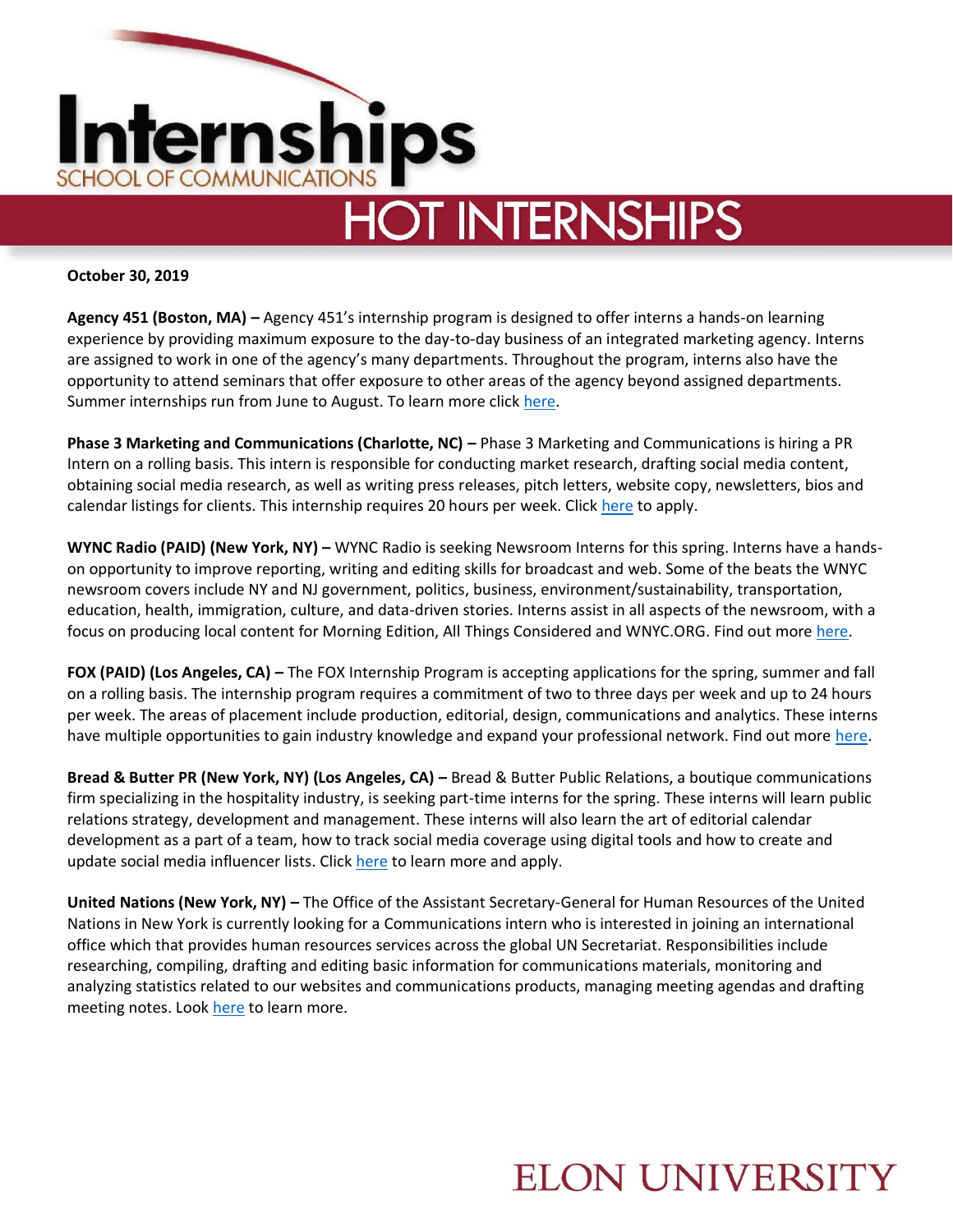# Internships

SCHOOL OF COMMUNICATIONS

## HOT INTERNSHIPS

**October 30, 2019**

**Agency 451 (Boston, MA) –** Agency 451's internship program is designed to offer interns a hands-on learning experience by providing maximum exposure to the day-to-day business of an integrated marketing agency. Interns are assigned to work in one of the agency's many departments. Throughout the program, interns also have the opportunity to attend seminars that offer exposure to other areas of the agency beyond assigned departments. Summer internships run from June to August. To learn more click here.

**Phase 3 Marketing and Communications (Charlotte, NC) –** Phase 3 Marketing and Communications is hiring a PR Intern on a rolling basis. This intern is responsible for conducting market research, drafting social media content, obtaining social media research, as well as writing press releases, pitch letters, website copy, newsletters, bios and calendar listings for clients. This internship requires 20 hours per week. Click here to apply.

**WYNC Radio (PAID) (New York, NY) –** WYNC Radio is seeking Newsroom Interns for this spring. Interns have a hands-on opportunity to improve reporting, writing and editing skills for broadcast and web. Some of the beats the WNYC newsroom covers include NY and NJ government, politics, business, environment/sustainability, transportation, education, health, immigration, culture, and data-driven stories. Interns assist in all aspects of the newsroom, with a focus on producing local content for Morning Edition, All Things Considered and WNYC.ORG. Find out more here.

**FOX (PAID) (Los Angeles, CA) –** The FOX Internship Program is accepting applications for the spring, summer and fall on a rolling basis. The internship program requires a commitment of two to three days per week and up to 24 hours per week. The areas of placement include production, editorial, design, communications and analytics. These interns have multiple opportunities to gain industry knowledge and expand your professional network. Find out more here.

**Bread & Butter PR (New York, NY) (Los Angeles, CA) –** Bread & Butter Public Relations, a boutique communications firm specializing in the hospitality industry, is seeking part-time interns for the spring. These interns will learn public relations strategy, development and management. These interns will also learn the art of editorial calendar development as a part of a team, how to track social media coverage using digital tools and how to create and update social media influencer lists. Click here to learn more and apply.

**United Nations (New York, NY) –** The Office of the Assistant Secretary-General for Human Resources of the United Nations in New York is currently looking for a Communications intern who is interested in joining an international office which that provides human resources services across the global UN Secretariat. Responsibilities include researching, compiling, drafting and editing basic information for communications materials, monitoring and analyzing statistics related to our websites and communications products, managing meeting agendas and drafting meeting notes. Look here to learn more.

ELON UNIVERSITY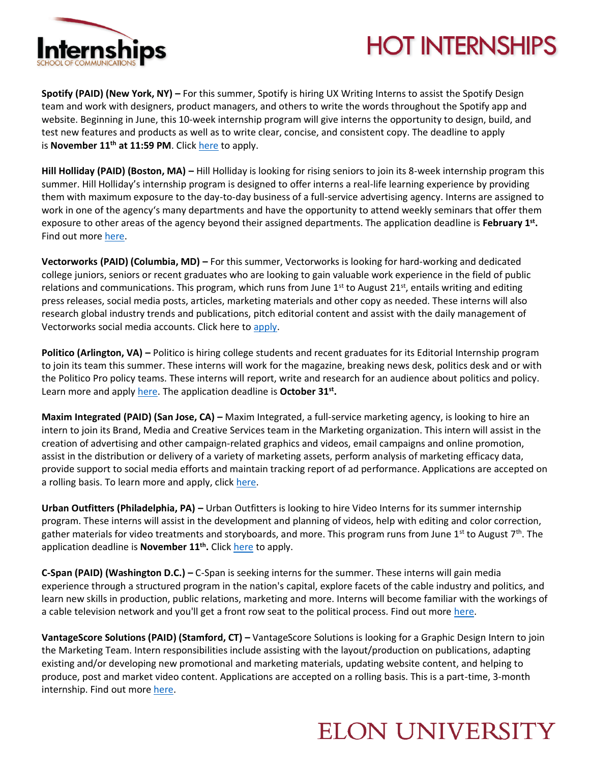**Spotify (PAID) (New York, NY) –** For this summer, Spotify is hiring UX Writing Interns to assist the Spotify Design team and work with designers, product managers, and others to write the words throughout the Spotify app and website. Beginning in June, this 10-week internship program will give interns the opportunity to design, build, and test new features and products as well as to write clear, concise, and consistent copy. The deadline to apply is **November 11th at 11:59 PM**. Click here to apply.

**Hill Holliday (PAID) (Boston, MA) –** Hill Holliday is looking for rising seniors to join its 8-week internship program this summer. Hill Holliday's internship program is designed to offer interns a real-life learning experience by providing them with maximum exposure to the day-to-day business of a full-service advertising agency. Interns are assigned to work in one of the agency's many departments and have the opportunity to attend weekly seminars that offer them exposure to other areas of the agency beyond their assigned departments. The application deadline is **February 1st.** Find out more here.

**Vectorworks (PAID) (Columbia, MD) –** For this summer, Vectorworks is looking for hard-working and dedicated college juniors, seniors or recent graduates who are looking to gain valuable work experience in the field of public relations and communications. This program, which runs from June 1st to August 21st, entails writing and editing press releases, social media posts, articles, marketing materials and other copy as needed. These interns will also research global industry trends and publications, pitch editorial content and assist with the daily management of Vectorworks social media accounts. Click here to apply.

**Politico (Arlington, VA) –** Politico is hiring college students and recent graduates for its Editorial Internship program to join its team this summer. These interns will work for the magazine, breaking news desk, politics desk and or with the Politico Pro policy teams. These interns will report, write and research for an audience about politics and policy. Learn more and apply here. The application deadline is **October 31st.**

**Maxim Integrated (PAID) (San Jose, CA) –** Maxim Integrated, a full-service marketing agency, is looking to hire an intern to join its Brand, Media and Creative Services team in the Marketing organization. This intern will assist in the creation of advertising and other campaign-related graphics and videos, email campaigns and online promotion, assist in the distribution or delivery of a variety of marketing assets, perform analysis of marketing efficacy data, provide support to social media efforts and maintain tracking report of ad performance. Applications are accepted on a rolling basis. To learn more and apply, click here.

**Urban Outfitters (Philadelphia, PA) –** Urban Outfitters is looking to hire Video Interns for its summer internship program. These interns will assist in the development and planning of videos, help with editing and color correction, gather materials for video treatments and storyboards, and more. This program runs from June 1st to August 7th. The application deadline is **November 11th.** Click here to apply.

**C-Span (PAID) (Washington D.C.) –** C-Span is seeking interns for the summer. These interns will gain media experience through a structured program in the nation's capital, explore facets of the cable industry and politics, and learn new skills in production, public relations, marketing and more. Interns will become familiar with the workings of a cable television network and you'll get a front row seat to the political process. Find out more here.

**VantageScore Solutions (PAID) (Stamford, CT) –** VantageScore Solutions is looking for a Graphic Design Intern to join the Marketing Team. Intern responsibilities include assisting with the layout/production on publications, adapting existing and/or developing new promotional and marketing materials, updating website content, and helping to produce, post and market video content. Applications are accepted on a rolling basis. This is a part-time, 3-month internship. Find out more here.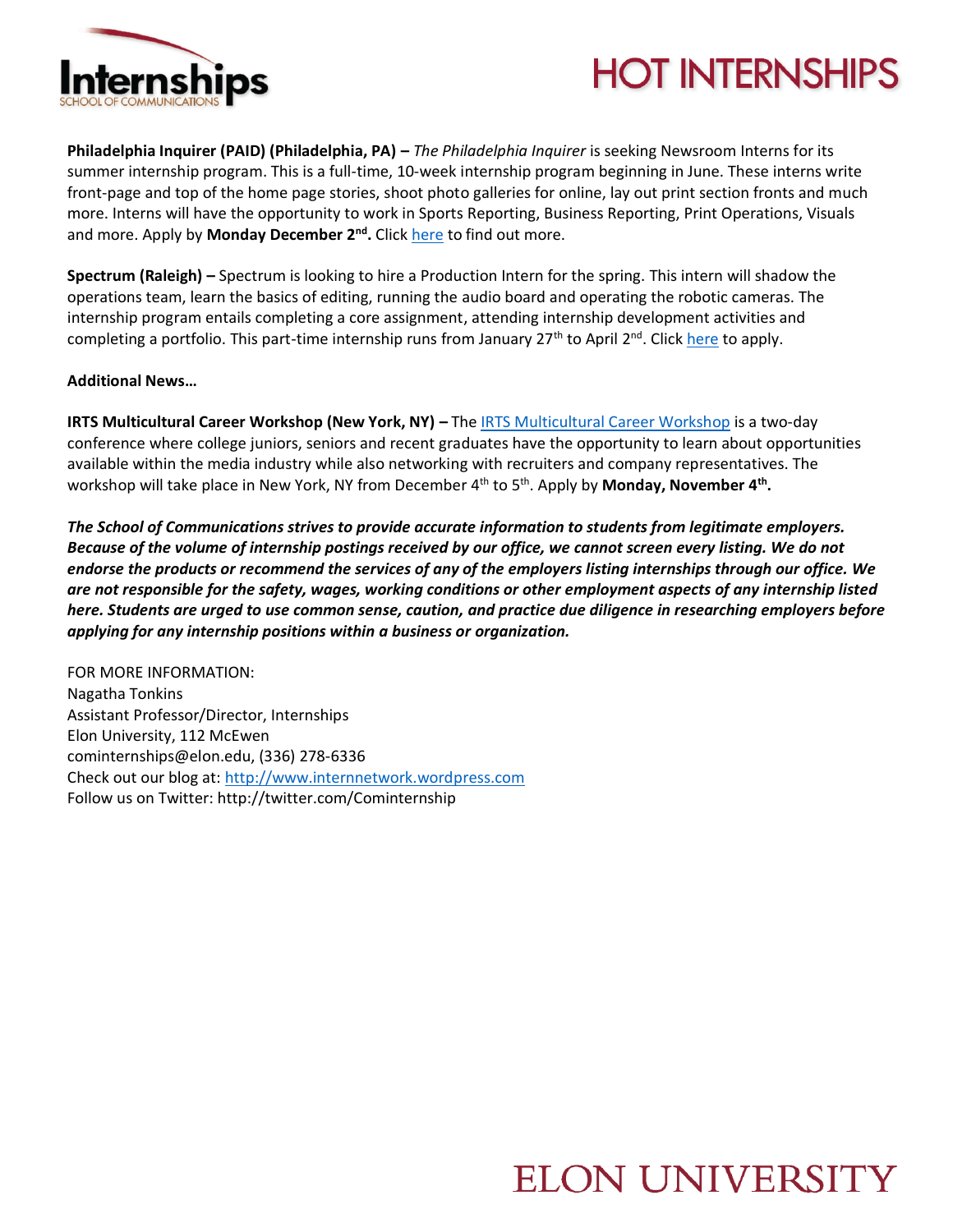**Philadelphia Inquirer (PAID) (Philadelphia, PA) –** *The Philadelphia Inquirer* is seeking Newsroom Interns for its summer internship program. This is a full-time, 10-week internship program beginning in June. These interns write front-page and top of the home page stories, shoot photo galleries for online, lay out print section fronts and much more. Interns will have the opportunity to work in Sports Reporting, Business Reporting, Print Operations, Visuals and more. Apply by **Monday December 2nd.** Click here to find out more.

**Spectrum (Raleigh) –** Spectrum is looking to hire a Production Intern for the spring. This intern will shadow the operations team, learn the basics of editing, running the audio board and operating the robotic cameras. The internship program entails completing a core assignment, attending internship development activities and completing a portfolio. This part-time internship runs from January 27th to April 2nd. Click here to apply.

**Additional News…**

**IRTS Multicultural Career Workshop (New York, NY) –** The IRTS Multicultural Career Workshop is a two-day conference where college juniors, seniors and recent graduates have the opportunity to learn about opportunities available within the media industry while also networking with recruiters and company representatives. The workshop will take place in New York, NY from December 4th to 5th. Apply by **Monday, November 4th.**

***The School of Communications strives to provide accurate information to students from legitimate employers. Because of the volume of internship postings received by our office, we cannot screen every listing. We do not endorse the products or recommend the services of any of the employers listing internships through our office. We are not responsible for the safety, wages, working conditions or other employment aspects of any internship listed here. Students are urged to use common sense, caution, and practice due diligence in researching employers before applying for any internship positions within a business or organization.***

FOR MORE INFORMATION:
Nagatha Tonkins
Assistant Professor/Director, Internships
Elon University, 112 McEwen
cominternships@elon.edu, (336) 278-6336
Check out our blog at: http://www.internnetwork.wordpress.com
Follow us on Twitter: http://twitter.com/Cominternship